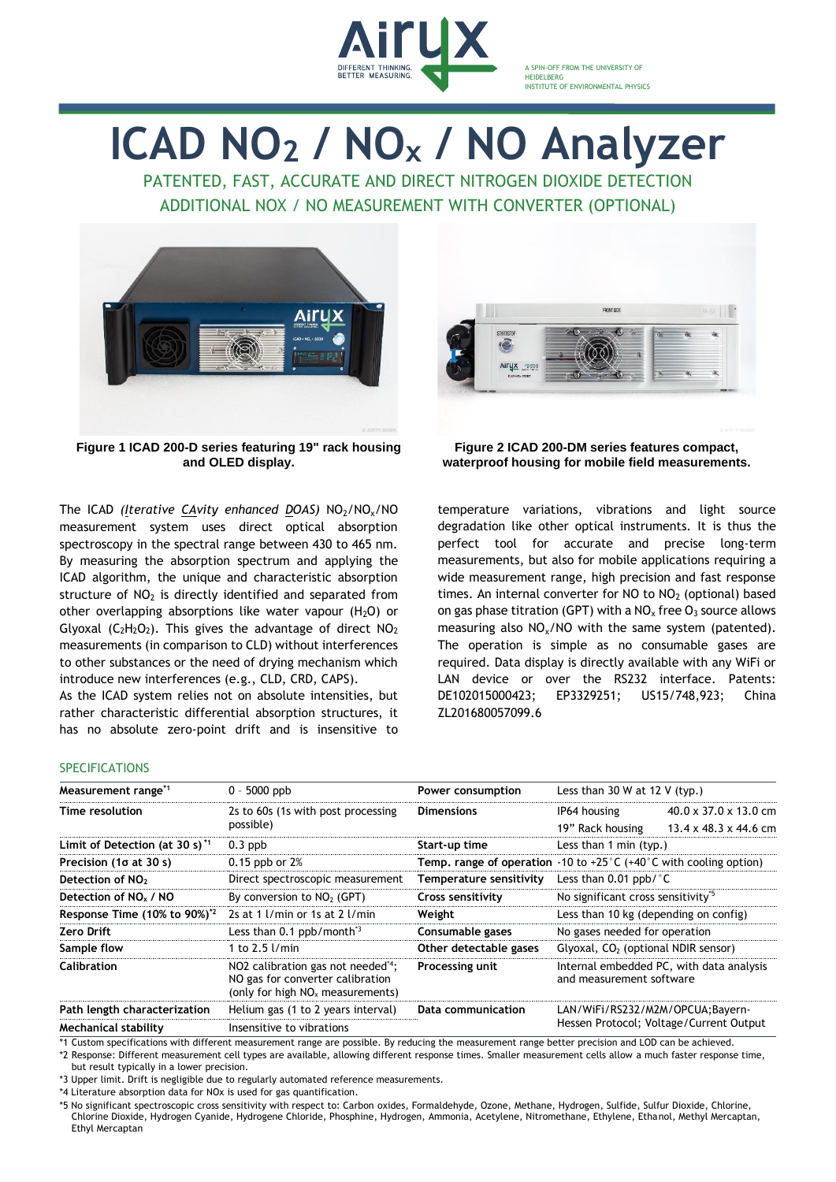A SPIN-OFF FROM THE UNIVERSITY OF HEIDELBERG INSTITUTE OF ENVIRONMENTAL PHYSICS

# ICAD $NO_2$ / $NO_x$ / NO Analyzer

PATENTED, FAST, ACCURATE AND DIRECT NITROGEN DIOXIDE DETECTION

ADDITIONAL NOX / NO MEASUREMENT WITH CONVERTER (OPTIONAL)

**Figure 1 ICAD 200-D series featuring 19" rack housing and OLED display.**

**Figure 2 ICAD 200-DM series features compact, waterproof housing for mobile field measurements.**

The ICAD *(Iterative CAvity enhanced DOAS)* $NO_2$/$NO_x$/NO measurement system uses direct optical absorption spectroscopy in the spectral range between 430 to 465 nm. By measuring the absorption spectrum and applying the ICAD algorithm, the unique and characteristic absorption structure of $NO_2$ is directly identified and separated from other overlapping absorptions like water vapour ($H_2O$) or Glyoxal ($C_2H_2O_2$). This gives the advantage of direct $NO_2$ measurements (in comparison to CLD) without interferences to other substances or the need of drying mechanism which introduce new interferences (e.g., CLD, CRD, CAPS).

As the ICAD system relies not on absolute intensities, but rather characteristic differential absorption structures, it has no absolute zero-point drift and is insensitive to temperature variations, vibrations and light source degradation like other optical instruments. It is thus the perfect tool for accurate and precise long-term measurements, but also for mobile applications requiring a wide measurement range, high precision and fast response times. An internal converter for NO to $NO_2$ (optional) based on gas phase titration (GPT) with a $NO_x$ free $O_3$ source allows measuring also $NO_x$/NO with the same system (patented). The operation is simple as no consumable gases are required. Data display is directly available with any WiFi or LAN device or over the RS232 interface. Patents: DE102015000423; EP3329251; US15/748,923; China ZL201680057099.6

## SPECIFICATIONS

| | | | | |
|---|---|---|---|---|
| **Measurement range**[*1] | 0 – 5000 ppb | **Power consumption** | Less than 30 W at 12 V (typ.) | |
| **Time resolution** | 2s to 60s (1s with post processing possible) | **Dimensions** | IP64 housing | 40.0 x 37.0 x 13.0 cm |
| | | | 19" Rack housing | 13.4 x 48.3 x 44.6 cm |
| **Limit of Detection (at 30 s)** [*1] | 0.3 ppb | **Start-up time** | Less than 1 min (typ.) | |
| **Precision (1σ at 30 s)** | 0.15 ppb or 2% | **Temp. range of operation** | -10 to +25°C (+40°C with cooling option) | |
| **Detection of $NO_2$** | Direct spectroscopic measurement | **Temperature sensitivity** | Less than 0.01 ppb/°C | |
| **Detection of $NO_x$ / NO** | By conversion to $NO_2$ (GPT) | **Cross sensitivity** | No significant cross sensitivity[*5] | |
| **Response Time (10% to 90%)**[*2] | 2s at 1 l/min or 1s at 2 l/min | **Weight** | Less than 10 kg (depending on config) | |
| **Zero Drift** | Less than 0.1 ppb/month[*3] | **Consumable gases** | No gases needed for operation | |
| **Sample flow** | 1 to 2.5 l/min | **Other detectable gases** | Glyoxal, $CO_2$ (optional NDIR sensor) | |
| **Calibration** | NO2 calibration gas not needed[*4]; NO gas for converter calibration (only for high $NO_x$ measurements) | **Processing unit** | Internal embedded PC, with data analysis and measurement software | |
| **Path length characterization** | Helium gas (1 to 2 years interval) | **Data communication** | LAN/WiFi/RS232/M2M/OPCUA;Bayern-Hessen Protocol; Voltage/Current Output | |
| **Mechanical stability** | Insensitive to vibrations | | | |

*1 Custom specifications with different measurement range are possible. By reducing the measurement range better precision and LOD can be achieved.

*2 Response: Different measurement cell types are available, allowing different response times. Smaller measurement cells allow a much faster response time, but result typically in a lower precision.

*3 Upper limit. Drift is negligible due to regularly automated reference measurements.

*4 Literature absorption data for NOx is used for gas quantification.

*5 No significant spectroscopic cross sensitivity with respect to: Carbon oxides, Formaldehyde, Ozone, Methane, Hydrogen, Sulfide, Sulfur Dioxide, Chlorine, Chlorine Dioxide, Hydrogen Cyanide, Hydrogen Chloride, Phosphine, Hydrogen, Ammonia, Acetylene, Nitromethane, Ethylene, Ethanol, Methyl Mercaptan, Ethyl Mercaptan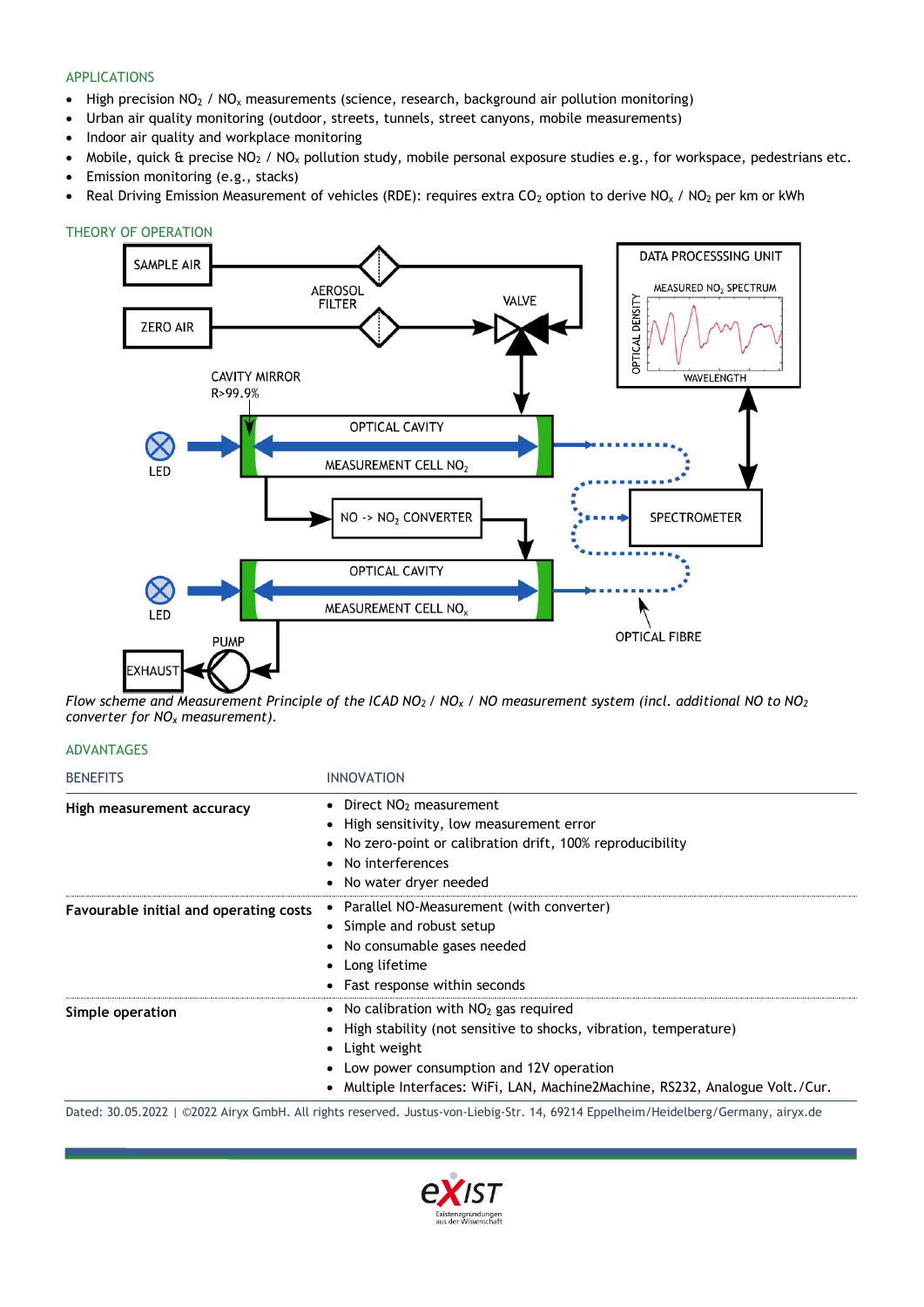## APPLICATIONS

- High precision $NO_2$ / $NO_x$ measurements (science, research, background air pollution monitoring)
- Urban air quality monitoring (outdoor, streets, tunnels, street canyons, mobile measurements)
- Indoor air quality and workplace monitoring
- Mobile, quick & precise $NO_2$ / $NO_x$ pollution study, mobile personal exposure studies e.g., for workspace, pedestrians etc.
- Emission monitoring (e.g., stacks)
- Real Driving Emission Measurement of vehicles (RDE): requires extra $CO_2$ option to derive $NO_x$ / $NO_2$ per km or kWh

## THEORY OF OPERATION

SAMPLE AIR

ZERO AIR

AEROSOL FILTER

VALVE

DATA PROCESSSING UNIT

MEASURED $NO_2$ SPECTRUM

OPTICAL DENSITY

WAVELENGTH

CAVITY MIRROR R>99.9%

LED

OPTICAL CAVITY

MEASUREMENT CELL $NO_2$

NO -> $NO_2$ CONVERTER

SPECTROMETER

OPTICAL CAVITY

MEASUREMENT CELL $NO_x$

LED

PUMP

EXHAUST

OPTICAL FIBRE

*Flow scheme and Measurement Principle of the ICAD $NO_2$ / $NO_x$ / NO measurement system (incl. additional NO to $NO_2$ converter for $NO_x$ measurement).*

## ADVANTAGES

| BENEFITS | INNOVATION |
|---|---|
| **High measurement accuracy** | • Direct $NO_2$ measurement<br>• High sensitivity, low measurement error<br>• No zero-point or calibration drift, 100% reproducibility<br>• No interferences<br>• No water dryer needed |
| **Favourable initial and operating costs** | • Parallel NO-Measurement (with converter)<br>• Simple and robust setup<br>• No consumable gases needed<br>• Long lifetime<br>• Fast response within seconds |
| **Simple operation** | • No calibration with $NO_2$ gas required<br>• High stability (not sensitive to shocks, vibration, temperature)<br>• Light weight<br>• Low power consumption and 12V operation<br>• Multiple Interfaces: WiFi, LAN, Machine2Machine, RS232, Analogue Volt./Cur. |

Dated: 30.05.2022 | ©2022 Airyx GmbH. All rights reserved. Justus-von-Liebig-Str. 14, 69214 Eppelheim/Heidelberg/Germany, airyx.de

eXIST Existenzgründungen aus der Wissenschaft